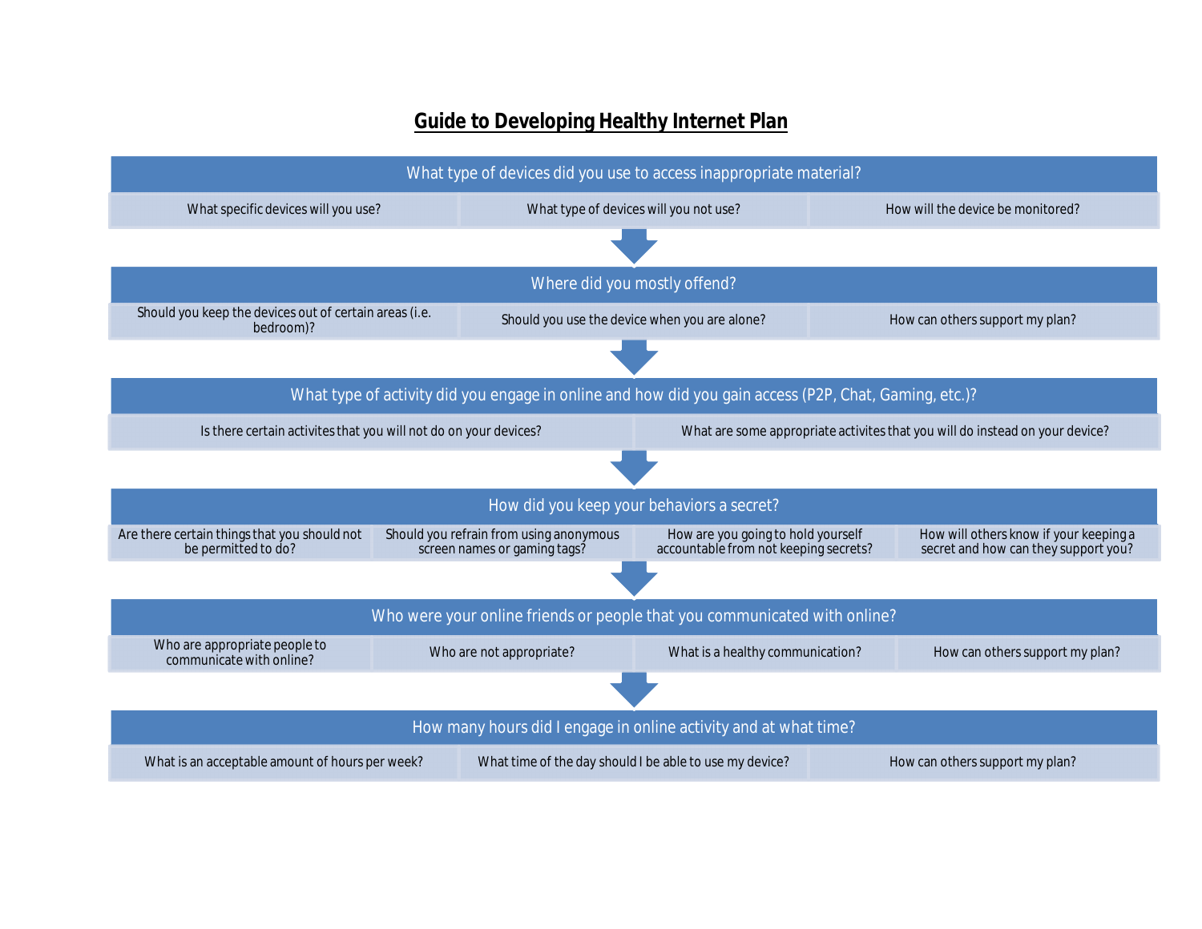# Guide to Developing Healthy Internet Plan

## What type of devices did you use to access inappropriate material?

- What specific devices will you use?
- What type of devices will you not use?
- How will the device be monitored?

## Where did you mostly offend?

- Should you keep the devices out of certain areas (i.e. bedroom)?
- Should you use the device when you are alone?
- How can others support my plan?

## What type of activity did you engage in online and how did you gain access (P2P, Chat, Gaming, etc.)?

- Is there certain activites that you will not do on your devices?
- What are some appropriate activites that you will do instead on your device?

## How did you keep your behaviors a secret?

- Are there certain things that you should not be permitted to do?
- Should you refrain from using anonymous screen names or gaming tags?
- How are you going to hold yourself accountable from not keeping secrets?
- How will others know if your keeping a secret and how can they support you?

## Who were your online friends or people that you communicated with online?

- Who are appropriate people to communicate with online?
- Who are not appropriate?
- What is a healthy communication?
- How can others support my plan?

## How many hours did I engage in online activity and at what time?

- What is an acceptable amount of hours per week?
- What time of the day should I be able to use my device?
- How can others support my plan?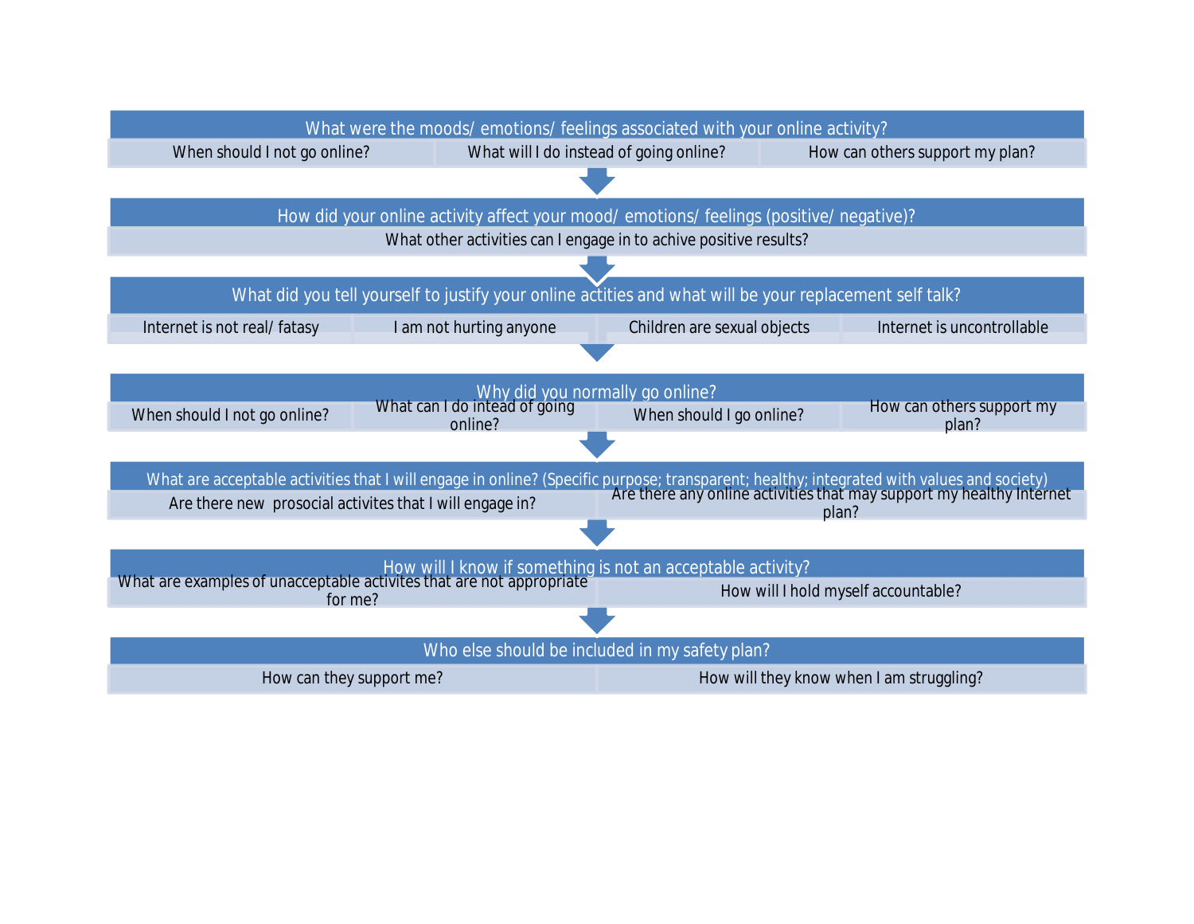What were the moods/ emotions/ feelings associated with your online activity?

| When should I not go online? | What will I do instead of going online? | How can others support my plan? |
|---|---|---|

How did your online activity affect your mood/ emotions/ feelings (positive/ negative)?

What other activities can I engage in to achive positive results?

What did you tell yourself to justify your online actities and what will be your replacement self talk?

| Internet is not real/ fatasy | I am not hurting anyone | Children are sexual objects | Internet is uncontrollable |
|---|---|---|---|

Why did you normally go online?

| When should I not go online? | What can I do intead of going online? | When should I go online? | How can others support my plan? |
|---|---|---|---|

What are acceptable activities that I will engage in online? (Specific purpose; transparent; healthy; integrated with values and society)

| Are there new prosocial activites that I will engage in? | Are there any online activities that may support my healthy Internet plan? |
|---|---|

How will I know if something is not an acceptable activity?

| What are examples of unacceptable activites that are not appropriate for me? | How will I hold myself accountable? |
|---|---|

Who else should be included in my safety plan?

| How can they support me? | How will they know when I am struggling? |
|---|---|